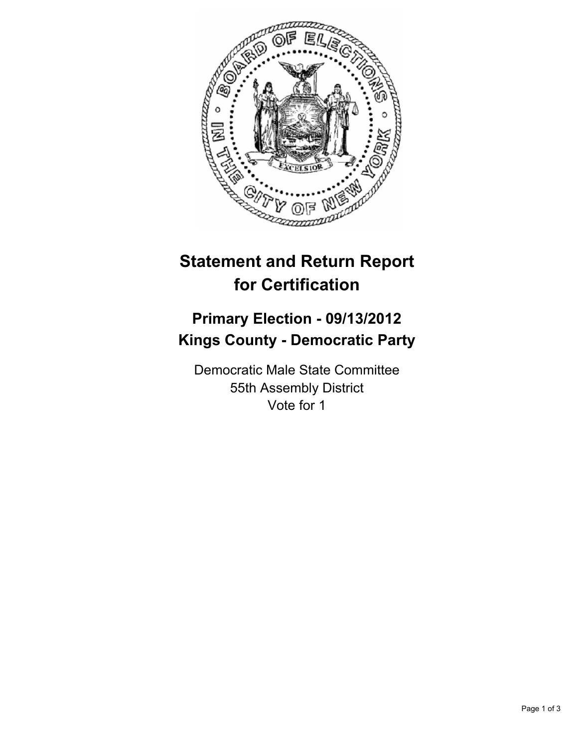# Statement and Return Report for Certification

## Primary Election - 09/13/2012
## Kings County - Democratic Party

Democratic Male State Committee
55th Assembly District
Vote for 1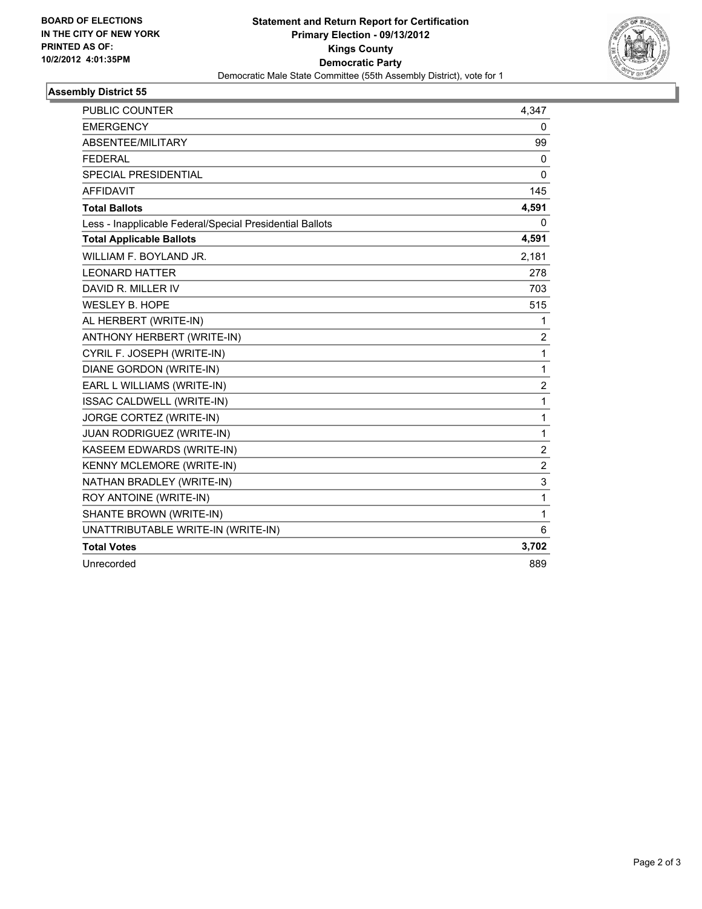**BOARD OF ELECTIONS**
**IN THE CITY OF NEW YORK**
**PRINTED AS OF:**
**10/2/2012 4:01:35PM**

**Statement and Return Report for Certification**
**Primary Election - 09/13/2012**
**Kings County**
**Democratic Party**
Democratic Male State Committee (55th Assembly District), vote for 1

### Assembly District 55

| | |
|---|---|
| PUBLIC COUNTER | 4,347 |
| EMERGENCY | 0 |
| ABSENTEE/MILITARY | 99 |
| FEDERAL | 0 |
| SPECIAL PRESIDENTIAL | 0 |
| AFFIDAVIT | 145 |
| **Total Ballots** | **4,591** |
| Less - Inapplicable Federal/Special Presidential Ballots | 0 |
| **Total Applicable Ballots** | **4,591** |
| WILLIAM F. BOYLAND JR. | 2,181 |
| LEONARD HATTER | 278 |
| DAVID R. MILLER IV | 703 |
| WESLEY B. HOPE | 515 |
| AL HERBERT (WRITE-IN) | 1 |
| ANTHONY HERBERT (WRITE-IN) | 2 |
| CYRIL F. JOSEPH (WRITE-IN) | 1 |
| DIANE GORDON (WRITE-IN) | 1 |
| EARL L WILLIAMS (WRITE-IN) | 2 |
| ISSAC CALDWELL (WRITE-IN) | 1 |
| JORGE CORTEZ (WRITE-IN) | 1 |
| JUAN RODRIGUEZ (WRITE-IN) | 1 |
| KASEEM EDWARDS (WRITE-IN) | 2 |
| KENNY MCLEMORE (WRITE-IN) | 2 |
| NATHAN BRADLEY (WRITE-IN) | 3 |
| ROY ANTOINE (WRITE-IN) | 1 |
| SHANTE BROWN (WRITE-IN) | 1 |
| UNATTRIBUTABLE WRITE-IN (WRITE-IN) | 6 |
| **Total Votes** | **3,702** |
| Unrecorded | 889 |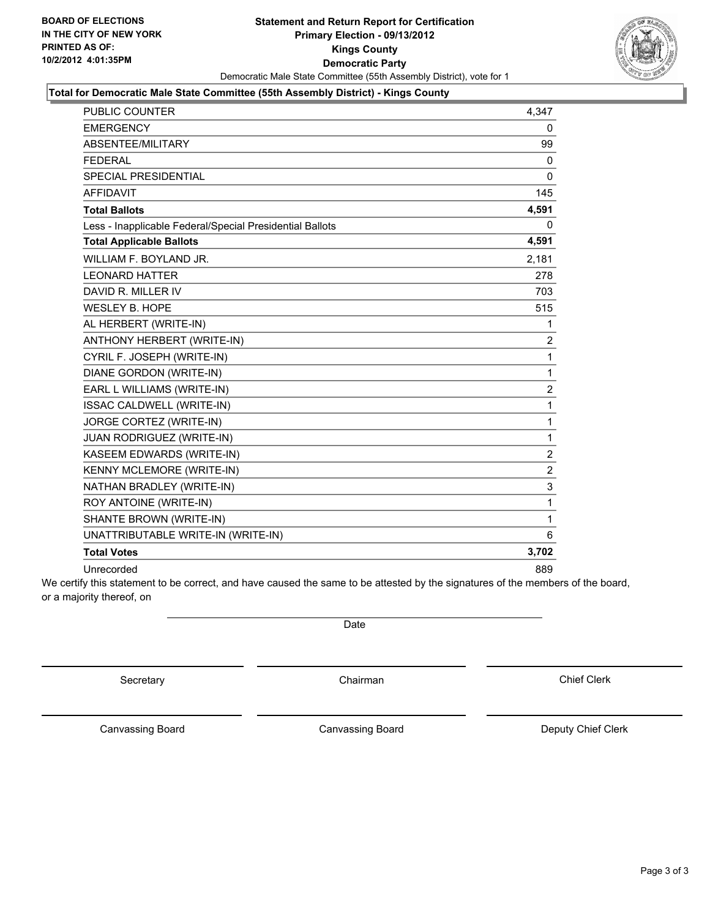**BOARD OF ELECTIONS IN THE CITY OF NEW YORK PRINTED AS OF: 10/2/2012 4:01:35PM**

# Statement and Return Report for Certification
## Primary Election - 09/13/2012
## Kings County
## Democratic Party

Democratic Male State Committee (55th Assembly District), vote for 1

**Total for Democratic Male State Committee (55th Assembly District) - Kings County**

| | |
|---|---|
| PUBLIC COUNTER | 4,347 |
| EMERGENCY | 0 |
| ABSENTEE/MILITARY | 99 |
| FEDERAL | 0 |
| SPECIAL PRESIDENTIAL | 0 |
| AFFIDAVIT | 145 |
| **Total Ballots** | **4,591** |
| Less - Inapplicable Federal/Special Presidential Ballots | 0 |
| **Total Applicable Ballots** | **4,591** |
| WILLIAM F. BOYLAND JR. | 2,181 |
| LEONARD HATTER | 278 |
| DAVID R. MILLER IV | 703 |
| WESLEY B. HOPE | 515 |
| AL HERBERT (WRITE-IN) | 1 |
| ANTHONY HERBERT (WRITE-IN) | 2 |
| CYRIL F. JOSEPH (WRITE-IN) | 1 |
| DIANE GORDON (WRITE-IN) | 1 |
| EARL L WILLIAMS (WRITE-IN) | 2 |
| ISSAC CALDWELL (WRITE-IN) | 1 |
| JORGE CORTEZ (WRITE-IN) | 1 |
| JUAN RODRIGUEZ (WRITE-IN) | 1 |
| KASEEM EDWARDS (WRITE-IN) | 2 |
| KENNY MCLEMORE (WRITE-IN) | 2 |
| NATHAN BRADLEY (WRITE-IN) | 3 |
| ROY ANTOINE (WRITE-IN) | 1 |
| SHANTE BROWN (WRITE-IN) | 1 |
| UNATTRIBUTABLE WRITE-IN (WRITE-IN) | 6 |
| **Total Votes** | **3,702** |
| Unrecorded | 889 |

We certify this statement to be correct, and have caused the same to be attested by the signatures of the members of the board, or a majority thereof, on

Date

Secretary

Chairman

Chief Clerk

Canvassing Board

Canvassing Board

Deputy Chief Clerk